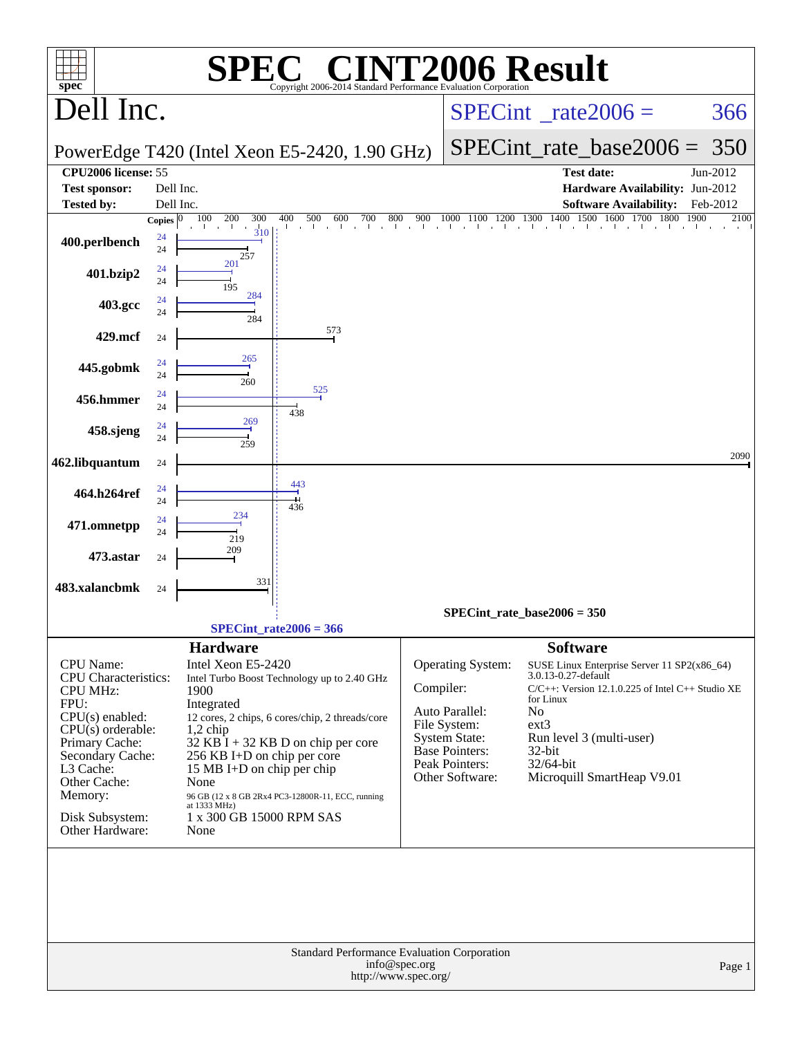# SPEC CINT2006 Result

Copyright 2006-2014 Standard Performance Evaluation Corporation

## Dell Inc.

PowerEdge T420 (Intel Xeon E5-2420, 1.90 GHz)

SPECint_rate2006 = 366

SPECint_rate_base2006 = 350

| | | | |
|---|---|---|---|
| **CPU2006 license:** | 55 | **Test date:** | Jun-2012 |
| **Test sponsor:** | Dell Inc. | **Hardware Availability:** | Jun-2012 |
| **Tested by:** | Dell Inc. | **Software Availability:** | Feb-2012 |

| Benchmark | Copies (peak) | Copies (base) | Peak | Base |
|---|---|---|---|---|
| 400.perlbench | 24 | 24 | 310 | 257 |
| 401.bzip2 | 24 | 24 | 201 | 195 |
| 403.gcc | 24 | 24 | 284 | 284 |
| 429.mcf | | 24 | | 573 |
| 445.gobmk | 24 | 24 | 265 | 260 |
| 456.hmmer | 24 | 24 | 525 | 438 |
| 458.sjeng | 24 | 24 | 269 | 259 |
| 462.libquantum | | 24 | | 2090 |
| 464.h264ref | 24 | 24 | 443 | 436 |
| 471.omnetpp | 24 | 24 | 234 | 219 |
| 473.astar | | 24 | | 209 |
| 483.xalancbmk | | 24 | | 331 |

SPECint_rate_base2006 = 350

SPECint_rate2006 = 366

## Hardware

| | |
|---|---|
| CPU Name: | Intel Xeon E5-2420 |
| CPU Characteristics: | Intel Turbo Boost Technology up to 2.40 GHz |
| CPU MHz: | 1900 |
| FPU: | Integrated |
| CPU(s) enabled: | 12 cores, 2 chips, 6 cores/chip, 2 threads/core |
| CPU(s) orderable: | 1,2 chip |
| Primary Cache: | 32 KB I + 32 KB D on chip per core |
| Secondary Cache: | 256 KB I+D on chip per core |
| L3 Cache: | 15 MB I+D on chip per chip |
| Other Cache: | None |
| Memory: | 96 GB (12 x 8 GB 2Rx4 PC3-12800R-11, ECC, running at 1333 MHz) |
| Disk Subsystem: | 1 x 300 GB 15000 RPM SAS |
| Other Hardware: | None |

## Software

| | |
|---|---|
| Operating System: | SUSE Linux Enterprise Server 11 SP2(x86_64) 3.0.13-0.27-default |
| Compiler: | C/C++: Version 12.1.0.225 of Intel C++ Studio XE for Linux |
| Auto Parallel: | No |
| File System: | ext3 |
| System State: | Run level 3 (multi-user) |
| Base Pointers: | 32-bit |
| Peak Pointers: | 32/64-bit |
| Other Software: | Microquill SmartHeap V9.01 |

Standard Performance Evaluation Corporation
info@spec.org
http://www.spec.org/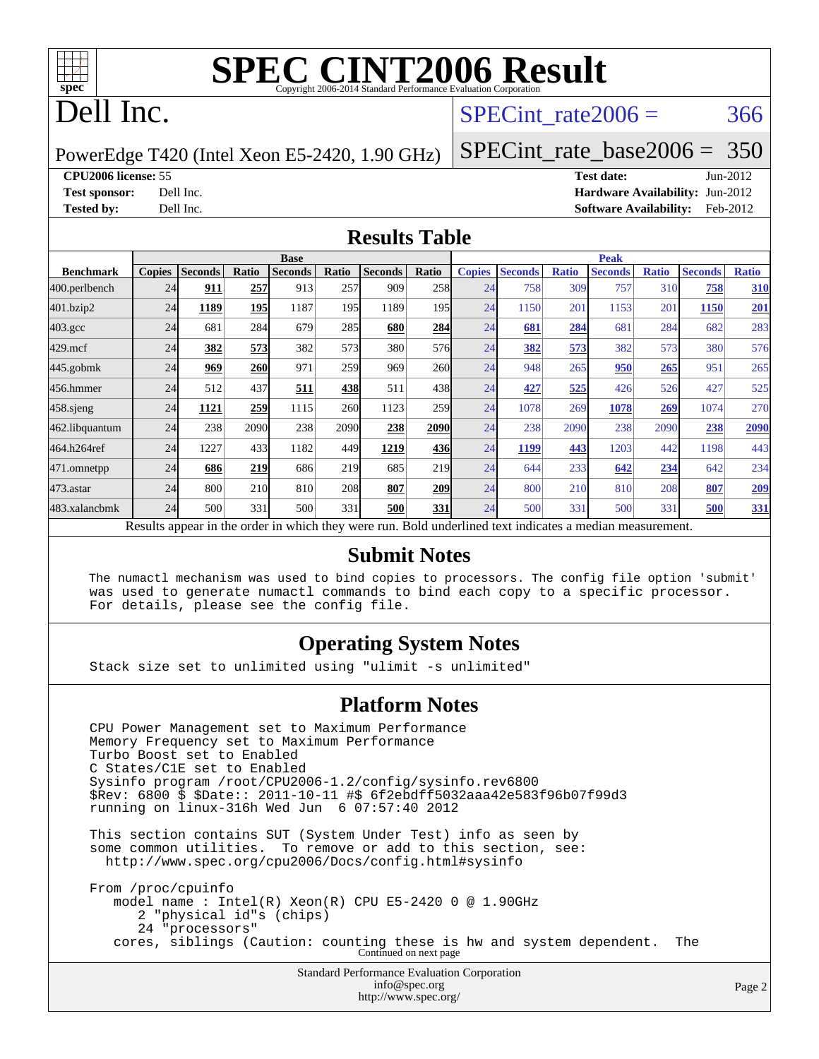# SPEC CINT2006 Result

Copyright 2006-2014 Standard Performance Evaluation Corporation

# Dell Inc.

PowerEdge T420 (Intel Xeon E5-2420, 1.90 GHz)

SPECint_rate2006 = 366

SPECint_rate_base2006 = 350

**CPU2006 license:** 55
**Test sponsor:** Dell Inc.
**Tested by:** Dell Inc.

**Test date:** Jun-2012
**Hardware Availability:** Jun-2012
**Software Availability:** Feb-2012

## Results Table

| | Base | | | | | | | Peak | | | | | | |
|---|---|---|---|---|---|---|---|---|---|---|---|---|---|---|
| **Benchmark** | **Copies** | **Seconds** | **Ratio** | **Seconds** | **Ratio** | **Seconds** | **Ratio** | **Copies** | **Seconds** | **Ratio** | **Seconds** | **Ratio** | **Seconds** | **Ratio** |
| 400.perlbench | 24 | **911** | **257** | 913 | 257 | 909 | 258 | 24 | 758 | 309 | 757 | 310 | **758** | **310** |
| 401.bzip2 | 24 | **1189** | **195** | 1187 | 195 | 1189 | 195 | 24 | 1150 | 201 | 1153 | 201 | **1150** | **201** |
| 403.gcc | 24 | 681 | 284 | 679 | 285 | **680** | **284** | 24 | **681** | **284** | 681 | 284 | 682 | 283 |
| 429.mcf | 24 | **382** | **573** | 382 | 573 | 380 | 576 | 24 | **382** | **573** | 382 | 573 | 380 | 576 |
| 445.gobmk | 24 | **969** | **260** | 971 | 259 | 969 | 260 | 24 | 948 | 265 | **950** | **265** | 951 | 265 |
| 456.hmmer | 24 | 512 | 437 | **511** | **438** | 511 | 438 | 24 | **427** | **525** | 426 | 526 | 427 | 525 |
| 458.sjeng | 24 | **1121** | **259** | 1115 | 260 | 1123 | 259 | 24 | 1078 | 269 | **1078** | **269** | 1074 | 270 |
| 462.libquantum | 24 | 238 | 2090 | 238 | 2090 | **238** | **2090** | 24 | 238 | 2090 | 238 | 2090 | **238** | **2090** |
| 464.h264ref | 24 | 1227 | 433 | 1182 | 449 | **1219** | **436** | 24 | **1199** | **443** | 1203 | 442 | 1198 | 443 |
| 471.omnetpp | 24 | **686** | **219** | 686 | 219 | 685 | 219 | 24 | 644 | 233 | **642** | **234** | 642 | 234 |
| 473.astar | 24 | 800 | 210 | 810 | 208 | **807** | **209** | 24 | 800 | 210 | 810 | 208 | **807** | **209** |
| 483.xalancbmk | 24 | 500 | 331 | 500 | 331 | **500** | **331** | 24 | 500 | 331 | 500 | 331 | **500** | **331** |

Results appear in the order in which they were run. Bold underlined text indicates a median measurement.

## Submit Notes

```
The numactl mechanism was used to bind copies to processors. The config file option 'submit'
was used to generate numactl commands to bind each copy to a specific processor.
For details, please see the config file.
```

## Operating System Notes

```
Stack size set to unlimited using "ulimit -s unlimited"
```

## Platform Notes

```
CPU Power Management set to Maximum Performance
Memory Frequency set to Maximum Performance
Turbo Boost set to Enabled
C States/C1E set to Enabled
Sysinfo program /root/CPU2006-1.2/config/sysinfo.rev6800
$Rev: 6800 $ $Date:: 2011-10-11 #$ 6f2ebdff5032aaa42e583f96b07f99d3
running on linux-316h Wed Jun  6 07:57:40 2012

This section contains SUT (System Under Test) info as seen by
some common utilities.  To remove or add to this section, see:
  http://www.spec.org/cpu2006/Docs/config.html#sysinfo

From /proc/cpuinfo
   model name : Intel(R) Xeon(R) CPU E5-2420 0 @ 1.90GHz
      2 "physical id"s (chips)
      24 "processors"
   cores, siblings (Caution: counting these is hw and system dependent.  The
```

Continued on next page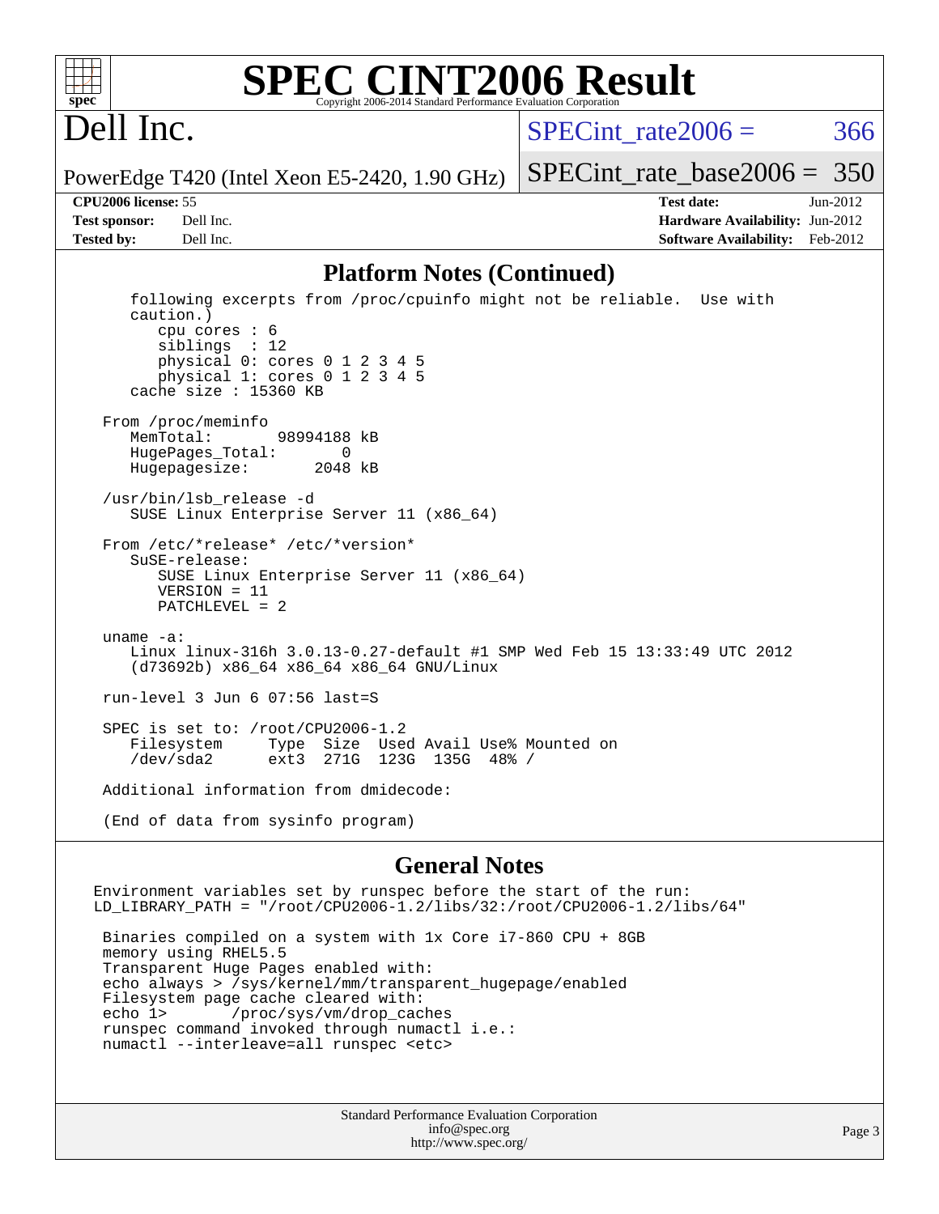# SPEC CINT2006 Result

## Dell Inc.

PowerEdge T420 (Intel Xeon E5-2420, 1.90 GHz)

SPECint_rate2006 = 366

SPECint_rate_base2006 = 350

**CPU2006 license:** 55
**Test sponsor:** Dell Inc.
**Tested by:** Dell Inc.

**Test date:** Jun-2012
**Hardware Availability:** Jun-2012
**Software Availability:** Feb-2012

## Platform Notes (Continued)

```
      following excerpts from /proc/cpuinfo might not be reliable.  Use with
      caution.)
         cpu cores : 6
         siblings  : 12
         physical 0: cores 0 1 2 3 4 5
         physical 1: cores 0 1 2 3 4 5
      cache size : 15360 KB

   From /proc/meminfo
      MemTotal:       98994188 kB
      HugePages_Total:       0
      Hugepagesize:       2048 kB

   /usr/bin/lsb_release -d
      SUSE Linux Enterprise Server 11 (x86_64)

   From /etc/*release* /etc/*version*
      SuSE-release:
         SUSE Linux Enterprise Server 11 (x86_64)
         VERSION = 11
         PATCHLEVEL = 2

   uname -a:
      Linux linux-316h 3.0.13-0.27-default #1 SMP Wed Feb 15 13:33:49 UTC 2012
      (d73692b) x86_64 x86_64 x86_64 GNU/Linux

   run-level 3 Jun 6 07:56 last=S

   SPEC is set to: /root/CPU2006-1.2
      Filesystem     Type  Size  Used Avail Use% Mounted on
      /dev/sda2      ext3  271G  123G  135G  48% /

   Additional information from dmidecode:

   (End of data from sysinfo program)
```

## General Notes

```
Environment variables set by runspec before the start of the run:
LD_LIBRARY_PATH = "/root/CPU2006-1.2/libs/32:/root/CPU2006-1.2/libs/64"

 Binaries compiled on a system with 1x Core i7-860 CPU + 8GB
 memory using RHEL5.5
 Transparent Huge Pages enabled with:
 echo always > /sys/kernel/mm/transparent_hugepage/enabled
 Filesystem page cache cleared with:
 echo 1>       /proc/sys/vm/drop_caches
 runspec command invoked through numactl i.e.:
 numactl --interleave=all runspec <etc>
```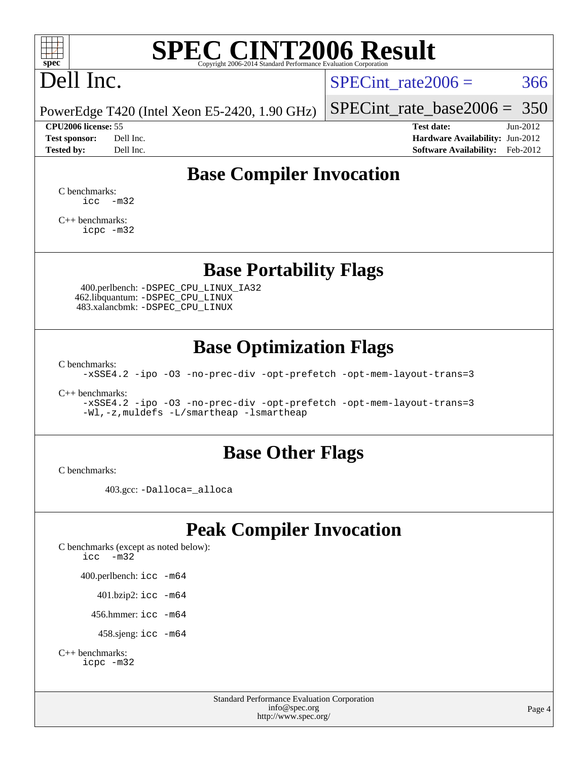# SPEC CINT2006 Result

Copyright 2006-2014 Standard Performance Evaluation Corporation

# Dell Inc.

PowerEdge T420 (Intel Xeon E5-2420, 1.90 GHz)

SPECint_rate2006 = 366

SPECint_rate_base2006 = 350

**CPU2006 license:** 55
**Test sponsor:** Dell Inc.
**Tested by:** Dell Inc.

**Test date:** Jun-2012
**Hardware Availability:** Jun-2012
**Software Availability:** Feb-2012

## Base Compiler Invocation

C benchmarks:
```
icc  -m32
```

C++ benchmarks:
```
icpc -m32
```

## Base Portability Flags

400.perlbench: `-DSPEC_CPU_LINUX_IA32`
462.libquantum: `-DSPEC_CPU_LINUX`
483.xalancbmk: `-DSPEC_CPU_LINUX`

## Base Optimization Flags

C benchmarks:
```
-xSSE4.2 -ipo -O3 -no-prec-div -opt-prefetch -opt-mem-layout-trans=3
```

C++ benchmarks:
```
-xSSE4.2 -ipo -O3 -no-prec-div -opt-prefetch -opt-mem-layout-trans=3
-Wl,-z,muldefs -L/smartheap -lsmartheap
```

## Base Other Flags

C benchmarks:

403.gcc: `-Dalloca=_alloca`

## Peak Compiler Invocation

C benchmarks (except as noted below):
```
icc  -m32
```

400.perlbench: `icc -m64`

401.bzip2: `icc -m64`

456.hmmer: `icc -m64`

458.sjeng: `icc -m64`

C++ benchmarks:
```
icpc -m32
```

Standard Performance Evaluation Corporation
info@spec.org
http://www.spec.org/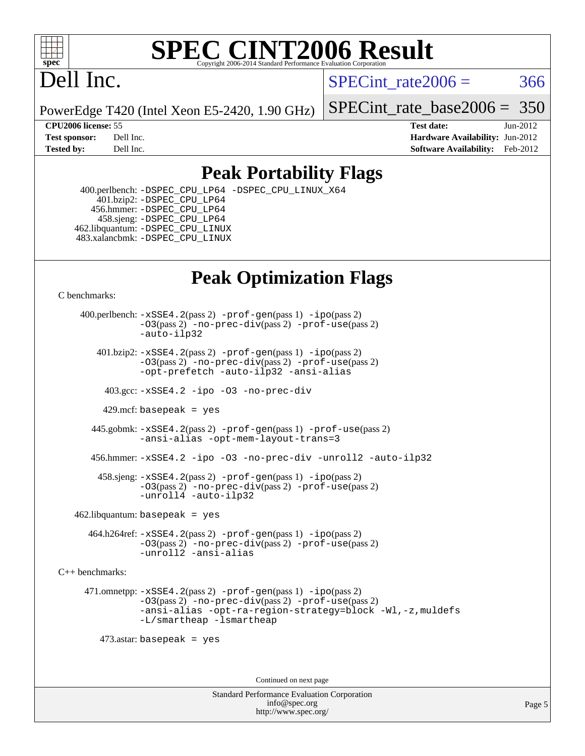# SPEC CINT2006 Result

Copyright 2006-2014 Standard Performance Evaluation Corporation

## Dell Inc.

PowerEdge T420 (Intel Xeon E5-2420, 1.90 GHz)

SPECint_rate2006 = 366

SPECint_rate_base2006 = 350

| | | | |
|---|---|---|---|
| **CPU2006 license:** | 55 | **Test date:** | Jun-2012 |
| **Test sponsor:** | Dell Inc. | **Hardware Availability:** | Jun-2012 |
| **Tested by:** | Dell Inc. | **Software Availability:** | Feb-2012 |

## Peak Portability Flags

400.perlbench: `-DSPEC_CPU_LP64 -DSPEC_CPU_LINUX_X64`
401.bzip2: `-DSPEC_CPU_LP64`
456.hmmer: `-DSPEC_CPU_LP64`
458.sjeng: `-DSPEC_CPU_LP64`
462.libquantum: `-DSPEC_CPU_LINUX`
483.xalancbmk: `-DSPEC_CPU_LINUX`

## Peak Optimization Flags

C benchmarks:

400.perlbench: `-xSSE4.2`(pass 2) `-prof-gen`(pass 1) `-ipo`(pass 2) `-O3`(pass 2) `-no-prec-div`(pass 2) `-prof-use`(pass 2) `-auto-ilp32`

401.bzip2: `-xSSE4.2`(pass 2) `-prof-gen`(pass 1) `-ipo`(pass 2) `-O3`(pass 2) `-no-prec-div`(pass 2) `-prof-use`(pass 2) `-opt-prefetch -auto-ilp32 -ansi-alias`

403.gcc: `-xSSE4.2 -ipo -O3 -no-prec-div`

429.mcf: `basepeak = yes`

445.gobmk: `-xSSE4.2`(pass 2) `-prof-gen`(pass 1) `-prof-use`(pass 2) `-ansi-alias -opt-mem-layout-trans=3`

456.hmmer: `-xSSE4.2 -ipo -O3 -no-prec-div -unroll2 -auto-ilp32`

458.sjeng: `-xSSE4.2`(pass 2) `-prof-gen`(pass 1) `-ipo`(pass 2) `-O3`(pass 2) `-no-prec-div`(pass 2) `-prof-use`(pass 2) `-unroll4 -auto-ilp32`

462.libquantum: `basepeak = yes`

464.h264ref: `-xSSE4.2`(pass 2) `-prof-gen`(pass 1) `-ipo`(pass 2) `-O3`(pass 2) `-no-prec-div`(pass 2) `-prof-use`(pass 2) `-unroll2 -ansi-alias`

C++ benchmarks:

471.omnetpp: `-xSSE4.2`(pass 2) `-prof-gen`(pass 1) `-ipo`(pass 2) `-O3`(pass 2) `-no-prec-div`(pass 2) `-prof-use`(pass 2) `-ansi-alias -opt-ra-region-strategy=block -Wl,-z,muldefs -L/smartheap -lsmartheap`

473.astar: `basepeak = yes`

Continued on next page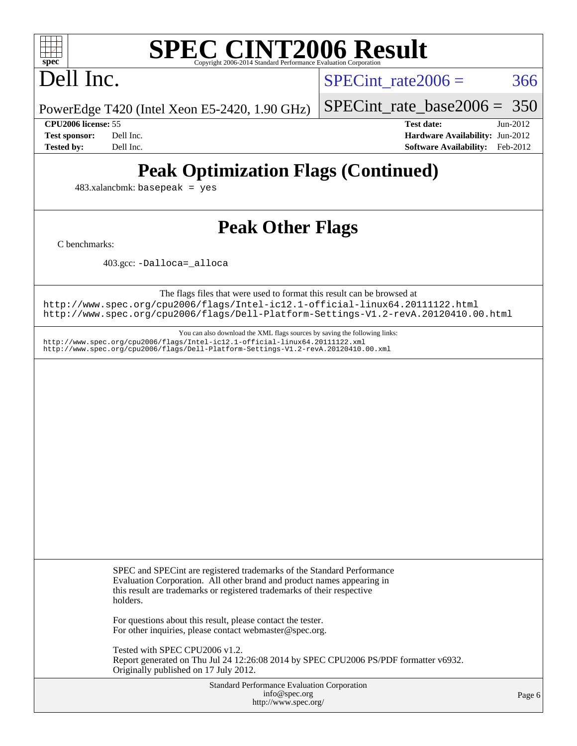# SPEC CINT2006 Result

Copyright 2006-2014 Standard Performance Evaluation Corporation

Dell Inc.

PowerEdge T420 (Intel Xeon E5-2420, 1.90 GHz)

SPECint_rate2006 = 366

SPECint_rate_base2006 = 350

**CPU2006 license:** 55
**Test sponsor:** Dell Inc.
**Tested by:** Dell Inc.

**Test date:** Jun-2012
**Hardware Availability:** Jun-2012
**Software Availability:** Feb-2012

## Peak Optimization Flags (Continued)

483.xalancbmk: basepeak = yes

## Peak Other Flags

C benchmarks:

403.gcc: -Dalloca=_alloca

The flags files that were used to format this result can be browsed at
http://www.spec.org/cpu2006/flags/Intel-ic12.1-official-linux64.20111122.html
http://www.spec.org/cpu2006/flags/Dell-Platform-Settings-V1.2-revA.20120410.00.html

You can also download the XML flags sources by saving the following links:
http://www.spec.org/cpu2006/flags/Intel-ic12.1-official-linux64.20111122.xml
http://www.spec.org/cpu2006/flags/Dell-Platform-Settings-V1.2-revA.20120410.00.xml

SPEC and SPECint are registered trademarks of the Standard Performance Evaluation Corporation. All other brand and product names appearing in this result are trademarks or registered trademarks of their respective holders.

For questions about this result, please contact the tester.
For other inquiries, please contact webmaster@spec.org.

Tested with SPEC CPU2006 v1.2.
Report generated on Thu Jul 24 12:26:08 2014 by SPEC CPU2006 PS/PDF formatter v6932.
Originally published on 17 July 2012.

Standard Performance Evaluation Corporation
info@spec.org
http://www.spec.org/